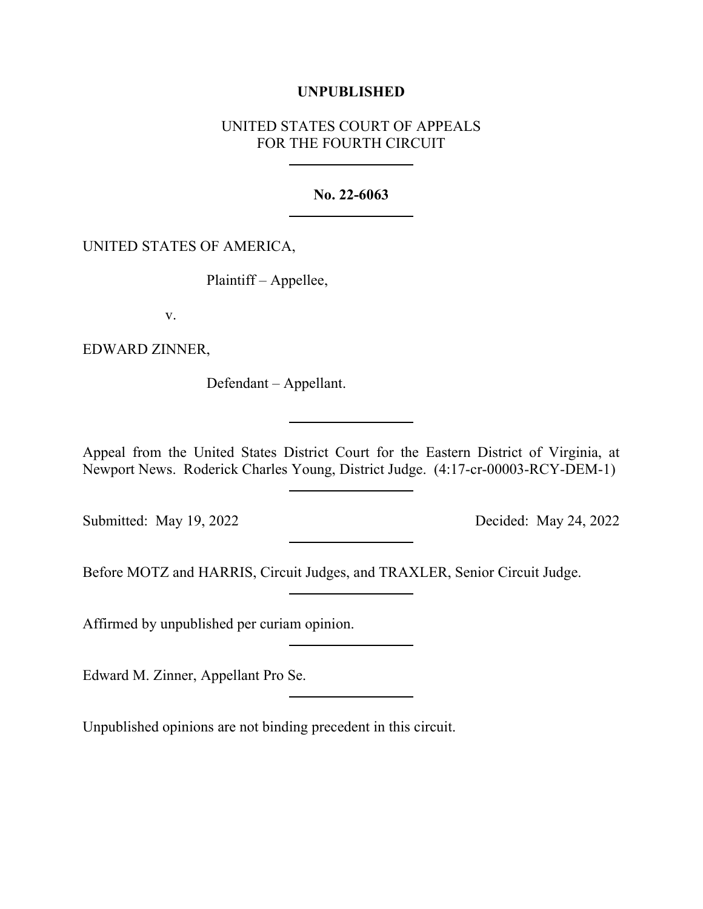**UNPUBLISHED**

UNITED STATES COURT OF APPEALS
FOR THE FOURTH CIRCUIT

---

**No. 22-6063**

---

UNITED STATES OF AMERICA,

Plaintiff – Appellee,

v.

EDWARD ZINNER,

Defendant – Appellant.

---

Appeal from the United States District Court for the Eastern District of Virginia, at Newport News. Roderick Charles Young, District Judge. (4:17-cr-00003-RCY-DEM-1)

---

Submitted: May 19, 2022 Decided: May 24, 2022

---

Before MOTZ and HARRIS, Circuit Judges, and TRAXLER, Senior Circuit Judge.

---

Affirmed by unpublished per curiam opinion.

---

Edward M. Zinner, Appellant Pro Se.

---

Unpublished opinions are not binding precedent in this circuit.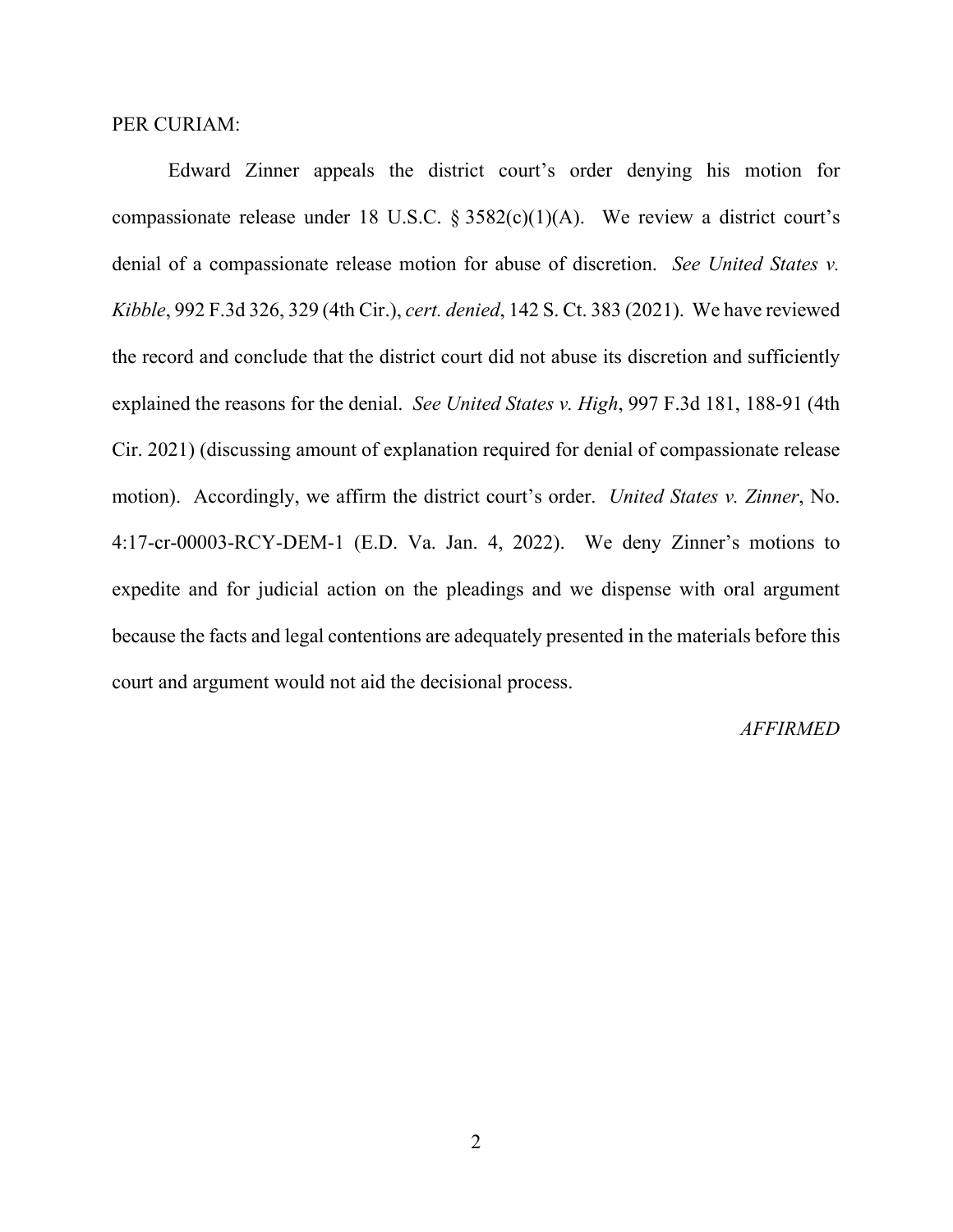PER CURIAM:

Edward Zinner appeals the district court's order denying his motion for compassionate release under 18 U.S.C. § 3582(c)(1)(A). We review a district court's denial of a compassionate release motion for abuse of discretion. *See United States v. Kibble*, 992 F.3d 326, 329 (4th Cir.), *cert. denied*, 142 S. Ct. 383 (2021). We have reviewed the record and conclude that the district court did not abuse its discretion and sufficiently explained the reasons for the denial. *See United States v. High*, 997 F.3d 181, 188-91 (4th Cir. 2021) (discussing amount of explanation required for denial of compassionate release motion). Accordingly, we affirm the district court's order. *United States v. Zinner*, No. 4:17-cr-00003-RCY-DEM-1 (E.D. Va. Jan. 4, 2022). We deny Zinner's motions to expedite and for judicial action on the pleadings and we dispense with oral argument because the facts and legal contentions are adequately presented in the materials before this court and argument would not aid the decisional process.

*AFFIRMED*